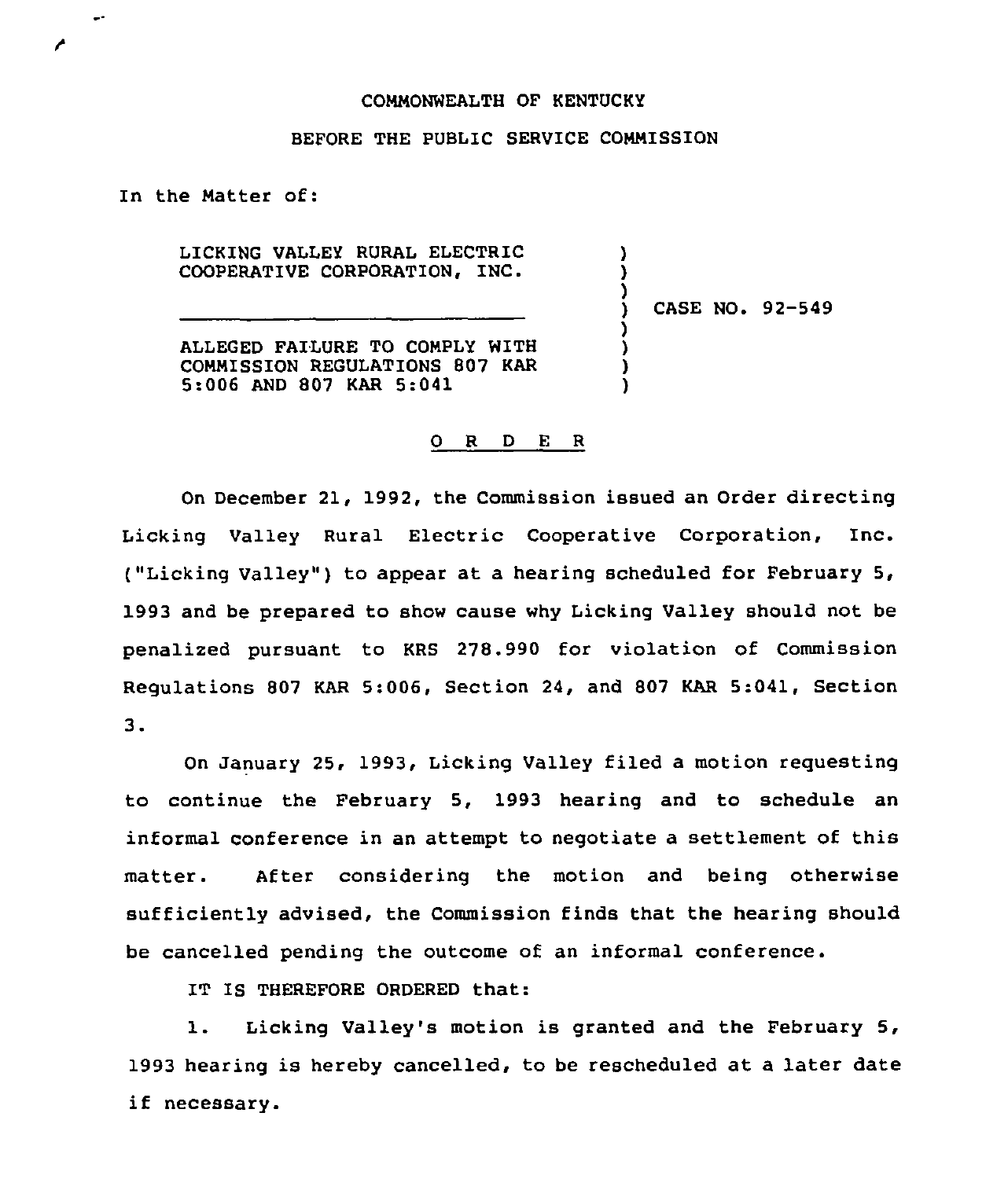COMMONWEALTH OF KENTUCKY

BEFORE THE PUBLIC SERVICE COMMISSION

In the Matter of:

LICKING VALLEY RURAL ELECTRIC COOPERATIVE CORPORATION, INC.

ALLEGED FAILURE TO COMPLY WITH COMMISSION REGULATIONS 807 KAR 5:006 AND 807 KAR 5:041

CASE NO. 92-549

O R D E R

On December 21, 1992, the Commission issued an Order directing Licking Valley Rural Electric Cooperative Corporation, Inc. ("Licking Valley") to appear at a hearing scheduled for February 5, 1993 and be prepared to show cause why Licking Valley should not be penalized pursuant to KRS 278.990 for violation of Commission Regulations 807 KAR 5:006, Section 24, and 807 KAR 5:041, Section 3.

On January 25, 1993, Licking Valley filed a motion requesting to continue the February 5, 1993 hearing and to schedule an informal conference in an attempt to negotiate a settlement of this matter. After considering the motion and being otherwise sufficiently advised, the Commission finds that the hearing should be cancelled pending the outcome of an informal conference.

IT IS THEREFORE ORDERED that:

1. Licking Valley's motion is granted and the February 5, 1993 hearing is hereby cancelled, to be rescheduled at a later date if necessary.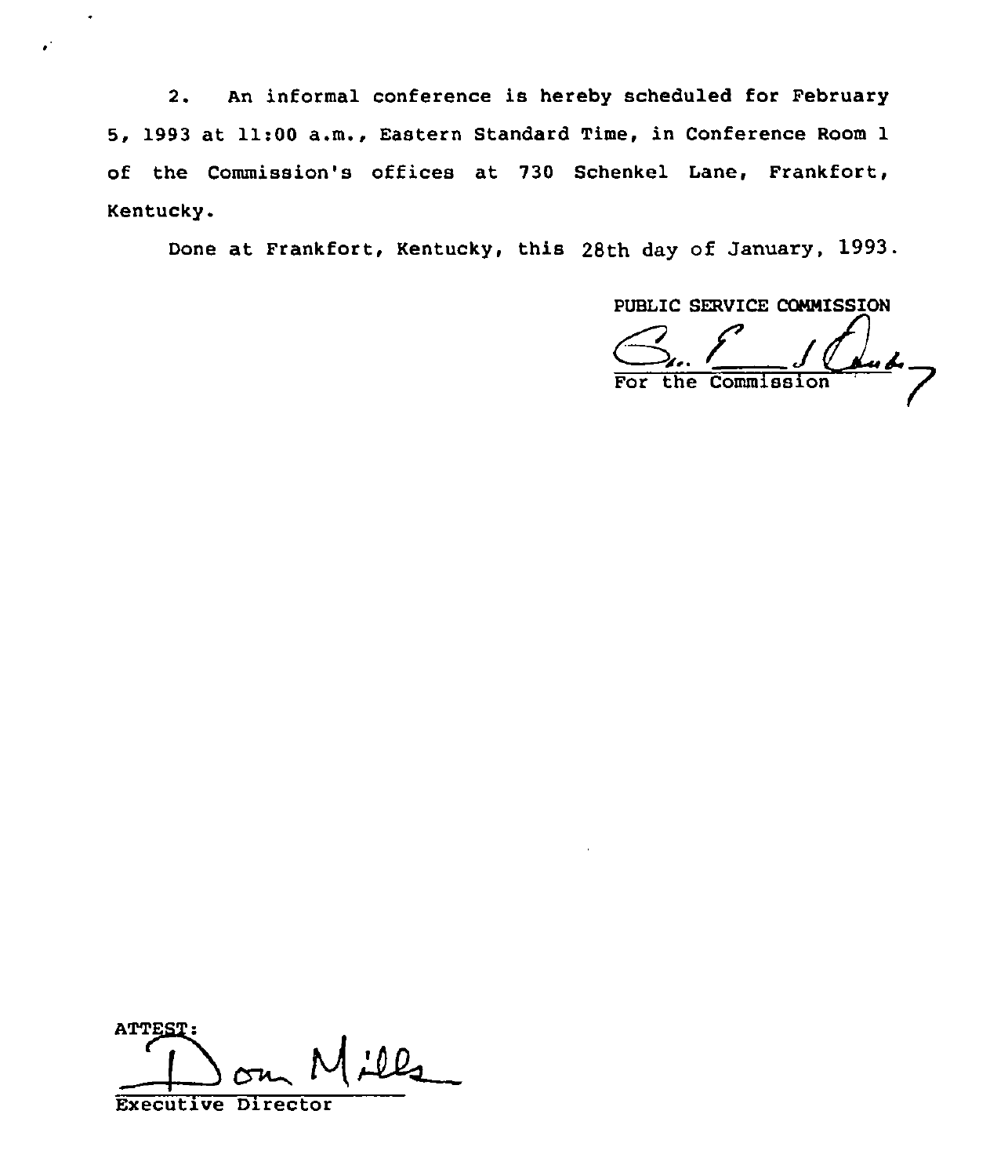2. An informal conference is hereby scheduled for February 5, 1993 at 11:00 a.m., Eastern Standard Time, in Conference Room 1 of the Commission's offices at 730 Schenkel Lane, Frankfort, Kentucky.

Done at Frankfort, Kentucky, this 28th day of January, 1993.

PUBLIC SERVICE COMMISSION

For the Commission

ATTEST:

Executive Director